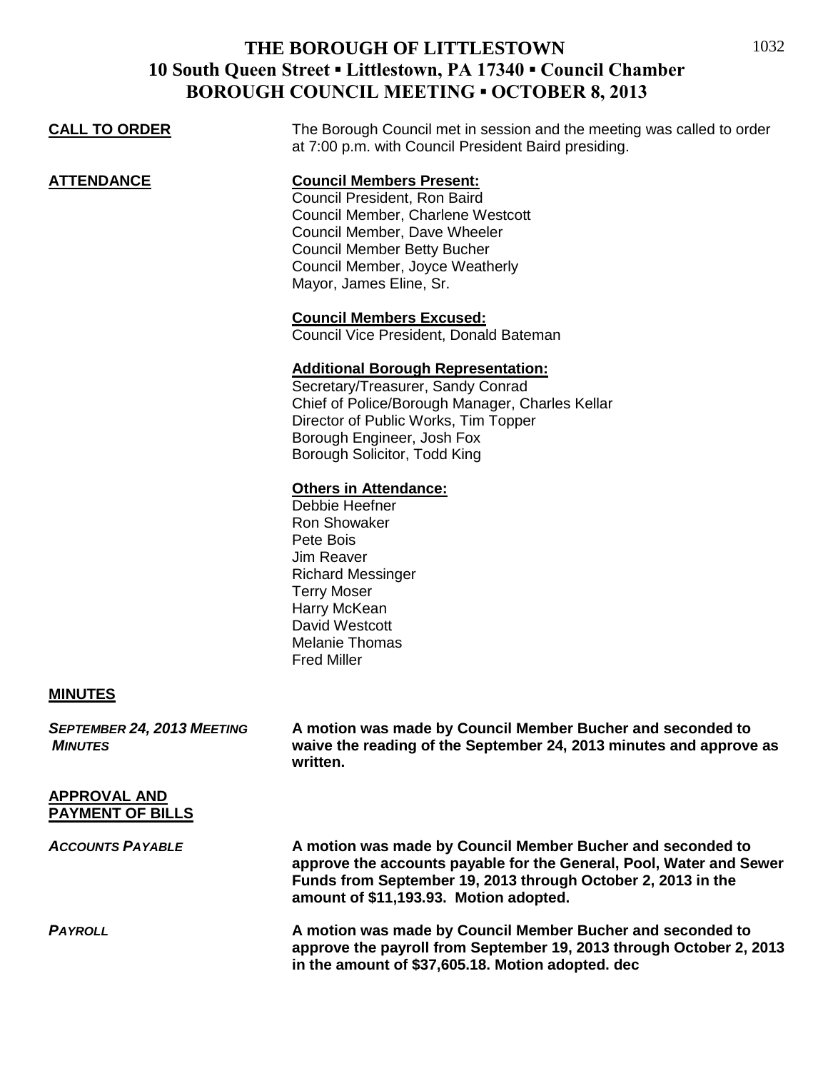# THE BOROUGH OF LITTLESTOWN
## 10 South Queen Street ▪ Littlestown, PA 17340 ▪ Council Chamber
## BOROUGH COUNCIL MEETING ▪ OCTOBER 8, 2013

**CALL TO ORDER**

The Borough Council met in session and the meeting was called to order at 7:00 p.m. with Council President Baird presiding.

**ATTENDANCE**

**Council Members Present:**
Council President, Ron Baird
Council Member, Charlene Westcott
Council Member, Dave Wheeler
Council Member Betty Bucher
Council Member, Joyce Weatherly
Mayor, James Eline, Sr.

**Council Members Excused:**
Council Vice President, Donald Bateman

**Additional Borough Representation:**
Secretary/Treasurer, Sandy Conrad
Chief of Police/Borough Manager, Charles Kellar
Director of Public Works, Tim Topper
Borough Engineer, Josh Fox
Borough Solicitor, Todd King

**Others in Attendance:**
Debbie Heefner
Ron Showaker
Pete Bois
Jim Reaver
Richard Messinger
Terry Moser
Harry McKean
David Westcott
Melanie Thomas
Fred Miller

**MINUTES**

***SEPTEMBER 24, 2013 MEETING MINUTES***

**A motion was made by Council Member Bucher and seconded to waive the reading of the September 24, 2013 minutes and approve as written.**

**APPROVAL AND PAYMENT OF BILLS**

***ACCOUNTS PAYABLE***

**A motion was made by Council Member Bucher and seconded to approve the accounts payable for the General, Pool, Water and Sewer Funds from September 19, 2013 through October 2, 2013 in the amount of $11,193.93. Motion adopted.**

***PAYROLL***

**A motion was made by Council Member Bucher and seconded to approve the payroll from September 19, 2013 through October 2, 2013 in the amount of $37,605.18. Motion adopted. dec**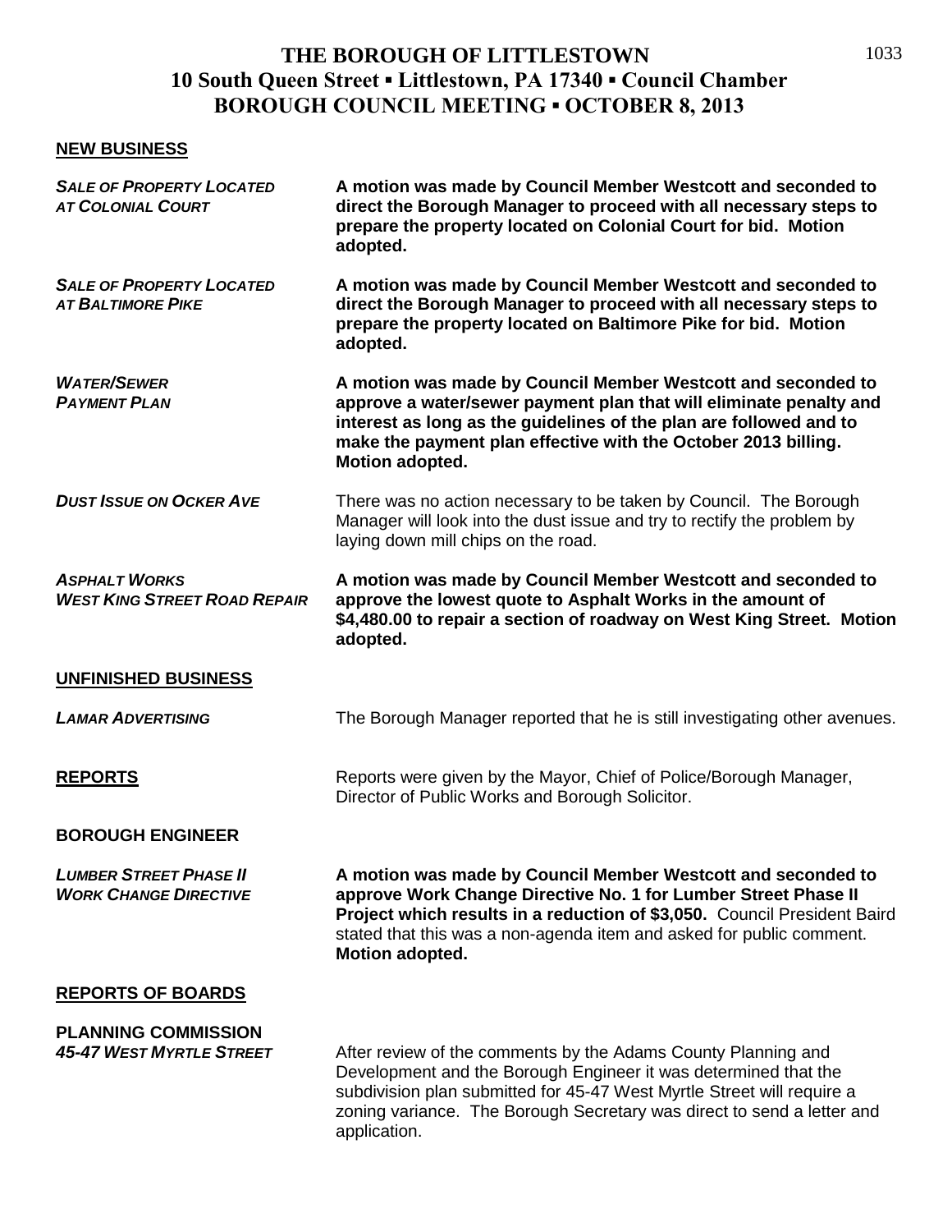# THE BOROUGH OF LITTLESTOWN
## 10 South Queen Street ▪ Littlestown, PA 17340 ▪ Council Chamber
## BOROUGH COUNCIL MEETING ▪ OCTOBER 8, 2013

**NEW BUSINESS**

***SALE OF PROPERTY LOCATED AT COLONIAL COURT*** — **A motion was made by Council Member Westcott and seconded to direct the Borough Manager to proceed with all necessary steps to prepare the property located on Colonial Court for bid. Motion adopted.**

***SALE OF PROPERTY LOCATED AT BALTIMORE PIKE*** — **A motion was made by Council Member Westcott and seconded to direct the Borough Manager to proceed with all necessary steps to prepare the property located on Baltimore Pike for bid. Motion adopted.**

***WATER/SEWER PAYMENT PLAN*** — **A motion was made by Council Member Westcott and seconded to approve a water/sewer payment plan that will eliminate penalty and interest as long as the guidelines of the plan are followed and to make the payment plan effective with the October 2013 billing. Motion adopted.**

***DUST ISSUE ON OCKER AVE*** — There was no action necessary to be taken by Council. The Borough Manager will look into the dust issue and try to rectify the problem by laying down mill chips on the road.

***ASPHALT WORKS WEST KING STREET ROAD REPAIR*** — **A motion was made by Council Member Westcott and seconded to approve the lowest quote to Asphalt Works in the amount of $4,480.00 to repair a section of roadway on West King Street. Motion adopted.**

**UNFINISHED BUSINESS**

***LAMAR ADVERTISING*** — The Borough Manager reported that he is still investigating other avenues.

**REPORTS** — Reports were given by the Mayor, Chief of Police/Borough Manager, Director of Public Works and Borough Solicitor.

**BOROUGH ENGINEER**

***LUMBER STREET PHASE II WORK CHANGE DIRECTIVE*** — **A motion was made by Council Member Westcott and seconded to approve Work Change Directive No. 1 for Lumber Street Phase II Project which results in a reduction of $3,050.** Council President Baird stated that this was a non-agenda item and asked for public comment. **Motion adopted.**

**REPORTS OF BOARDS**

**PLANNING COMMISSION**

***45-47 WEST MYRTLE STREET*** — After review of the comments by the Adams County Planning and Development and the Borough Engineer it was determined that the subdivision plan submitted for 45-47 West Myrtle Street will require a zoning variance. The Borough Secretary was direct to send a letter and application.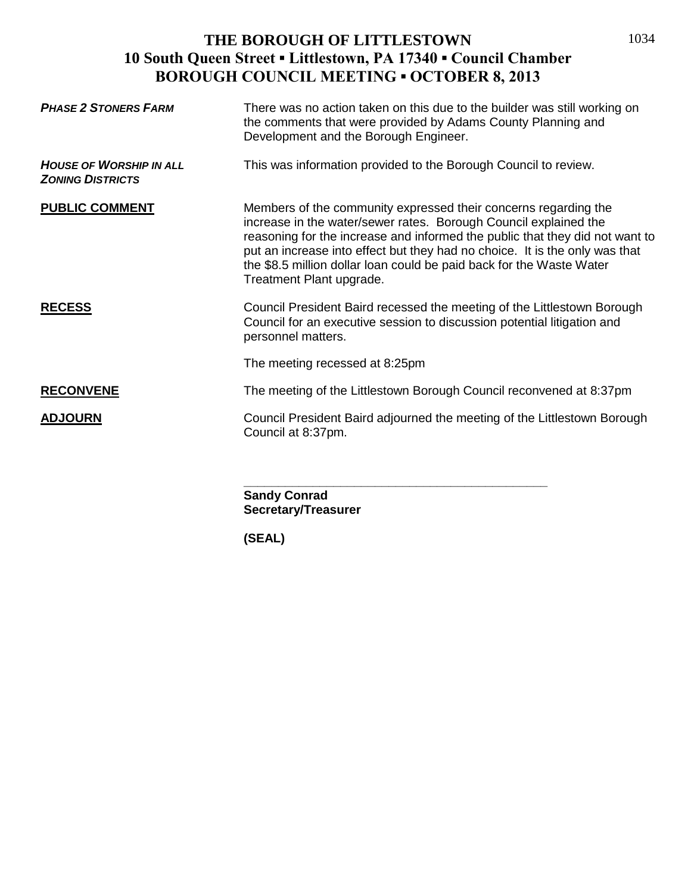# THE BOROUGH OF LITTLESTOWN
## 10 South Queen Street ▪ Littlestown, PA 17340 ▪ Council Chamber
## BOROUGH COUNCIL MEETING ▪ OCTOBER 8, 2013

***PHASE 2 STONERS FARM***

There was no action taken on this due to the builder was still working on the comments that were provided by Adams County Planning and Development and the Borough Engineer.

***HOUSE OF WORSHIP IN ALL ZONING DISTRICTS***

This was information provided to the Borough Council to review.

**PUBLIC COMMENT**

Members of the community expressed their concerns regarding the increase in the water/sewer rates. Borough Council explained the reasoning for the increase and informed the public that they did not want to put an increase into effect but they had no choice. It is the only was that the $8.5 million dollar loan could be paid back for the Waste Water Treatment Plant upgrade.

**RECESS**

Council President Baird recessed the meeting of the Littlestown Borough Council for an executive session to discussion potential litigation and personnel matters.

The meeting recessed at 8:25pm

**RECONVENE**

The meeting of the Littlestown Borough Council reconvened at 8:37pm

**ADJOURN**

Council President Baird adjourned the meeting of the Littlestown Borough Council at 8:37pm.

\_\_\_\_\_\_\_\_\_\_\_\_\_\_\_\_\_\_\_\_\_\_\_\_\_\_\_\_\_\_\_\_\_\_\_\_\_\_\_\_\_\_\_\_

**Sandy Conrad**
**Secretary/Treasurer**

**(SEAL)**